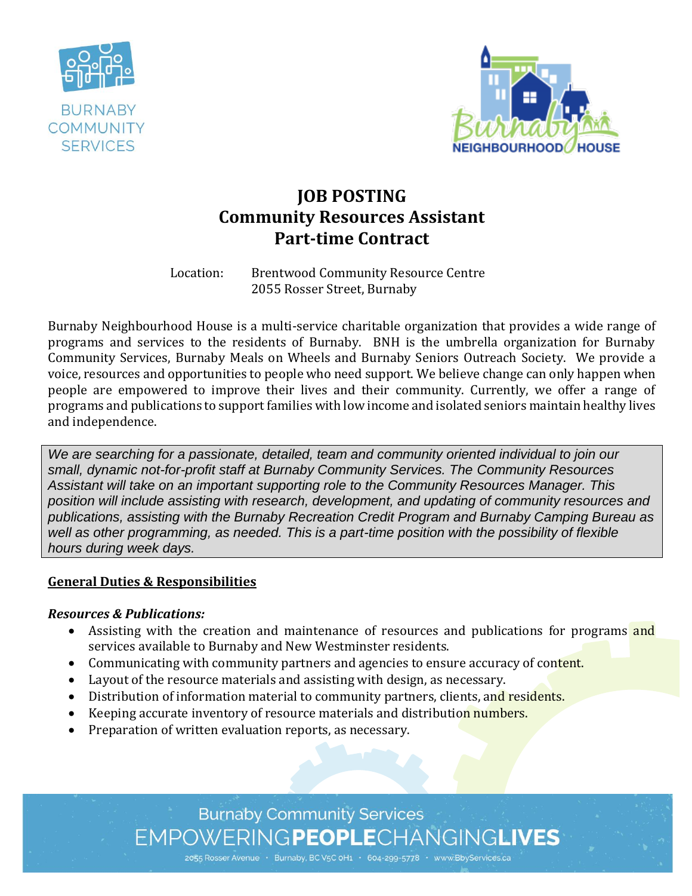BURNABY COMMUNITY SERVICES

Burnaby NEIGHBOURHOOD HOUSE

# JOB POSTING
# Community Resources Assistant
# Part-time Contract

Location: Brentwood Community Resource Centre
2055 Rosser Street, Burnaby

Burnaby Neighbourhood House is a multi-service charitable organization that provides a wide range of programs and services to the residents of Burnaby. BNH is the umbrella organization for Burnaby Community Services, Burnaby Meals on Wheels and Burnaby Seniors Outreach Society. We provide a voice, resources and opportunities to people who need support. We believe change can only happen when people are empowered to improve their lives and their community. Currently, we offer a range of programs and publications to support families with low income and isolated seniors maintain healthy lives and independence.

*We are searching for a passionate, detailed, team and community oriented individual to join our small, dynamic not-for-profit staff at Burnaby Community Services. The Community Resources Assistant will take on an important supporting role to the Community Resources Manager. This position will include assisting with research, development, and updating of community resources and publications, assisting with the Burnaby Recreation Credit Program and Burnaby Camping Bureau as well as other programming, as needed. This is a part-time position with the possibility of flexible hours during week days.*

## General Duties & Responsibilities

***Resources & Publications:***

- Assisting with the creation and maintenance of resources and publications for programs and services available to Burnaby and New Westminster residents.
- Communicating with community partners and agencies to ensure accuracy of content.
- Layout of the resource materials and assisting with design, as necessary.
- Distribution of information material to community partners, clients, and residents.
- Keeping accurate inventory of resource materials and distribution numbers.
- Preparation of written evaluation reports, as necessary.

Burnaby Community Services
EMPOWERING**PEOPLE**CHANGING**LIVES**
2055 Rosser Avenue · Burnaby, BC V5C 0H1 · 604-299-5778 · www.BbyServices.ca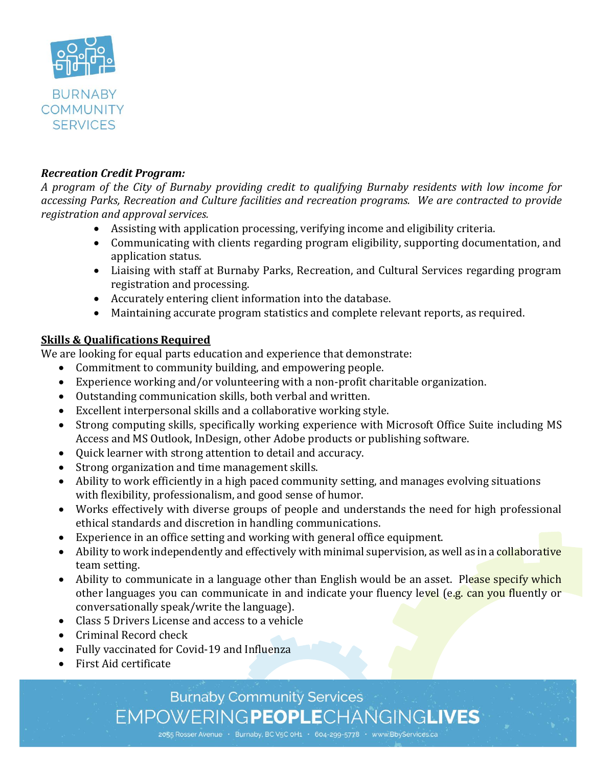***Recreation Credit Program:***

*A program of the City of Burnaby providing credit to qualifying Burnaby residents with low income for accessing Parks, Recreation and Culture facilities and recreation programs. We are contracted to provide registration and approval services.*

- Assisting with application processing, verifying income and eligibility criteria.
- Communicating with clients regarding program eligibility, supporting documentation, and application status.
- Liaising with staff at Burnaby Parks, Recreation, and Cultural Services regarding program registration and processing.
- Accurately entering client information into the database.
- Maintaining accurate program statistics and complete relevant reports, as required.

**Skills & Qualifications Required**

We are looking for equal parts education and experience that demonstrate:

- Commitment to community building, and empowering people.
- Experience working and/or volunteering with a non-profit charitable organization.
- Outstanding communication skills, both verbal and written.
- Excellent interpersonal skills and a collaborative working style.
- Strong computing skills, specifically working experience with Microsoft Office Suite including MS Access and MS Outlook, InDesign, other Adobe products or publishing software.
- Quick learner with strong attention to detail and accuracy.
- Strong organization and time management skills.
- Ability to work efficiently in a high paced community setting, and manages evolving situations with flexibility, professionalism, and good sense of humor.
- Works effectively with diverse groups of people and understands the need for high professional ethical standards and discretion in handling communications.
- Experience in an office setting and working with general office equipment.
- Ability to work independently and effectively with minimal supervision, as well as in a collaborative team setting.
- Ability to communicate in a language other than English would be an asset. Please specify which other languages you can communicate in and indicate your fluency level (e.g. can you fluently or conversationally speak/write the language).
- Class 5 Drivers License and access to a vehicle
- Criminal Record check
- Fully vaccinated for Covid-19 and Influenza
- First Aid certificate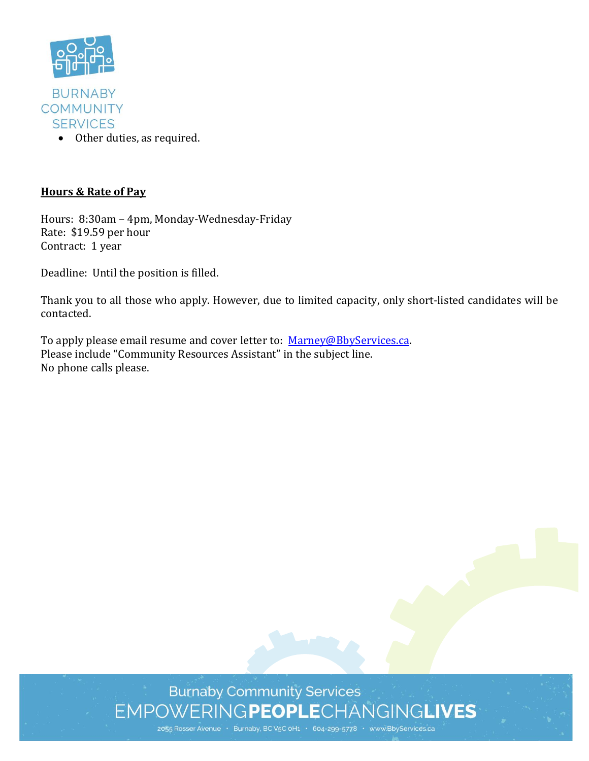- Other duties, as required.

**Hours & Rate of Pay**

Hours: 8:30am – 4pm, Monday-Wednesday-Friday
Rate: $19.59 per hour
Contract: 1 year

Deadline: Until the position is filled.

Thank you to all those who apply. However, due to limited capacity, only short-listed candidates will be contacted.

To apply please email resume and cover letter to: Marney@BbyServices.ca.
Please include "Community Resources Assistant" in the subject line.
No phone calls please.